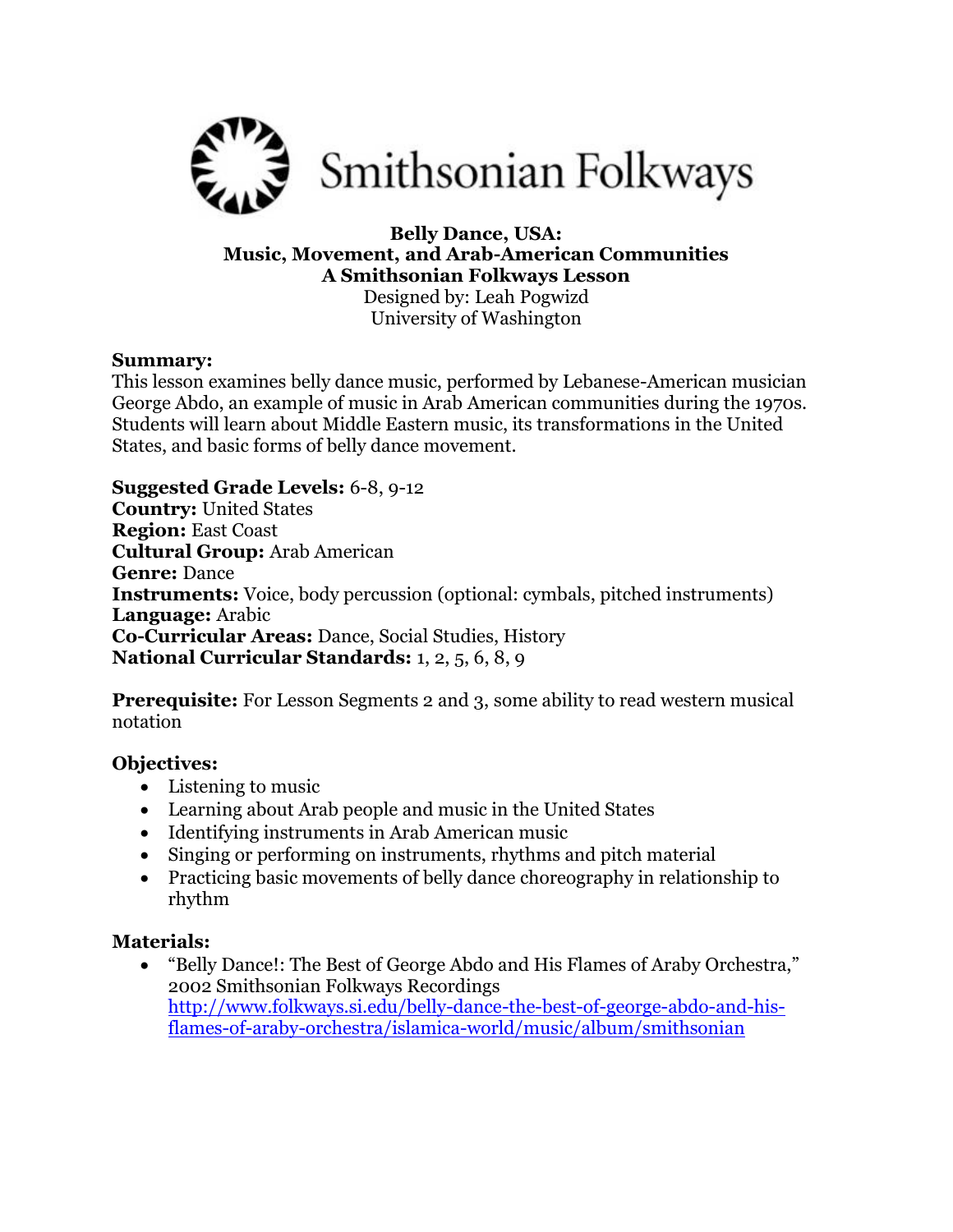Smithsonian Folkways

**Belly Dance, USA:**
**Music, Movement, and Arab-American Communities**
**A Smithsonian Folkways Lesson**
Designed by: Leah Pogwizd
University of Washington

**Summary:**
This lesson examines belly dance music, performed by Lebanese-American musician George Abdo, an example of music in Arab American communities during the 1970s. Students will learn about Middle Eastern music, its transformations in the United States, and basic forms of belly dance movement.

**Suggested Grade Levels:** 6-8, 9-12
**Country:** United States
**Region:** East Coast
**Cultural Group:** Arab American
**Genre:** Dance
**Instruments:** Voice, body percussion (optional: cymbals, pitched instruments)
**Language:** Arabic
**Co-Curricular Areas:** Dance, Social Studies, History
**National Curricular Standards:** 1, 2, 5, 6, 8, 9

**Prerequisite:** For Lesson Segments 2 and 3, some ability to read western musical notation

**Objectives:**

- Listening to music
- Learning about Arab people and music in the United States
- Identifying instruments in Arab American music
- Singing or performing on instruments, rhythms and pitch material
- Practicing basic movements of belly dance choreography in relationship to rhythm

**Materials:**

- "Belly Dance!: The Best of George Abdo and His Flames of Araby Orchestra," 2002 Smithsonian Folkways Recordings
  http://www.folkways.si.edu/belly-dance-the-best-of-george-abdo-and-his-flames-of-araby-orchestra/islamica-world/music/album/smithsonian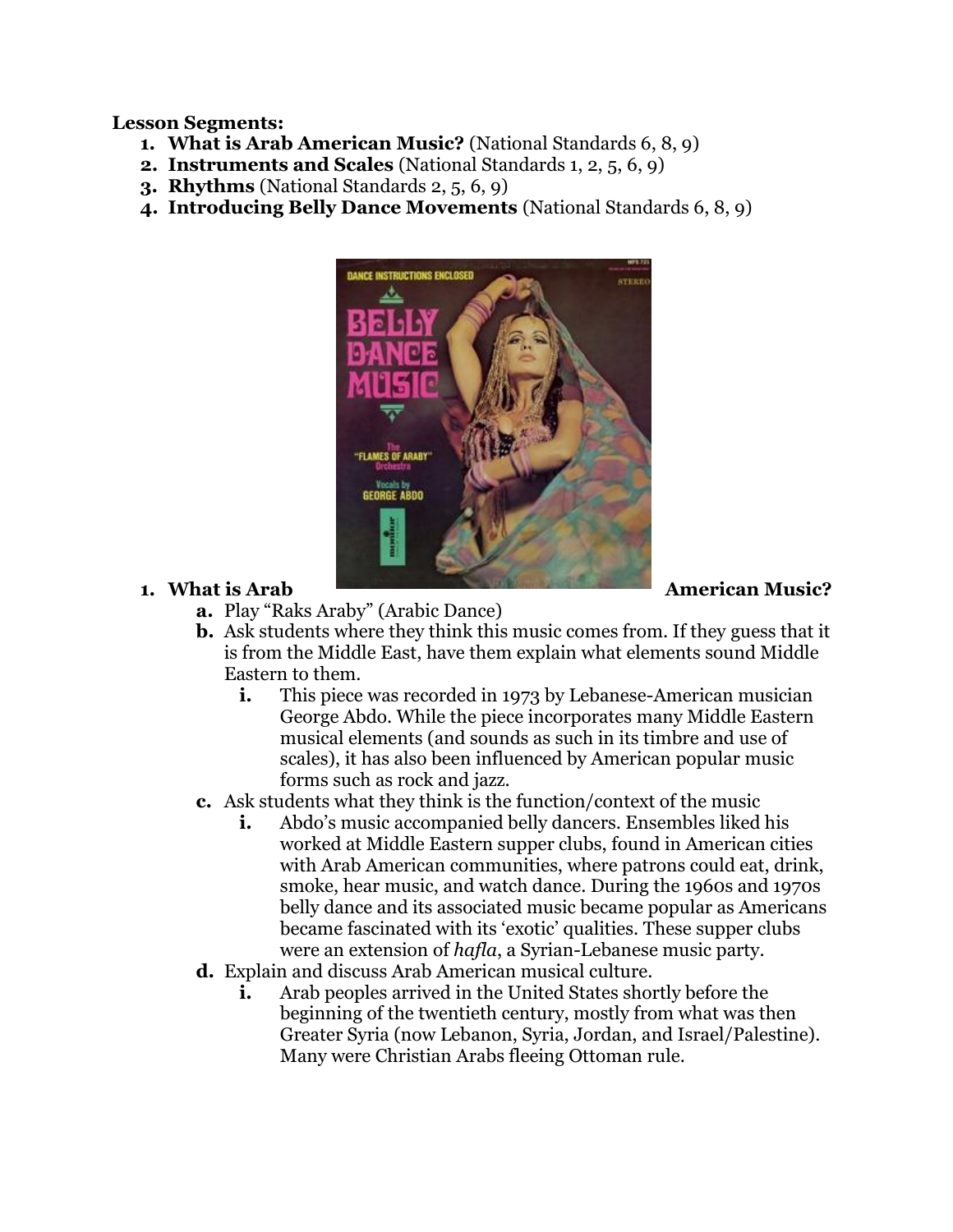**Lesson Segments:**

1. **What is Arab American Music?** (National Standards 6, 8, 9)
2. **Instruments and Scales** (National Standards 1, 2, 5, 6, 9)
3. **Rhythms** (National Standards 2, 5, 6, 9)
4. **Introducing Belly Dance Movements** (National Standards 6, 8, 9)

1. **What is Arab American Music?**
    a. Play "Raks Araby" (Arabic Dance)
    b. Ask students where they think this music comes from. If they guess that it is from the Middle East, have them explain what elements sound Middle Eastern to them.
        i. This piece was recorded in 1973 by Lebanese-American musician George Abdo. While the piece incorporates many Middle Eastern musical elements (and sounds as such in its timbre and use of scales), it has also been influenced by American popular music forms such as rock and jazz.
    c. Ask students what they think is the function/context of the music
        i. Abdo's music accompanied belly dancers. Ensembles liked his worked at Middle Eastern supper clubs, found in American cities with Arab American communities, where patrons could eat, drink, smoke, hear music, and watch dance. During the 1960s and 1970s belly dance and its associated music became popular as Americans became fascinated with its 'exotic' qualities. These supper clubs were an extension of *hafla*, a Syrian-Lebanese music party.
    d. Explain and discuss Arab American musical culture.
        i. Arab peoples arrived in the United States shortly before the beginning of the twentieth century, mostly from what was then Greater Syria (now Lebanon, Syria, Jordan, and Israel/Palestine). Many were Christian Arabs fleeing Ottoman rule.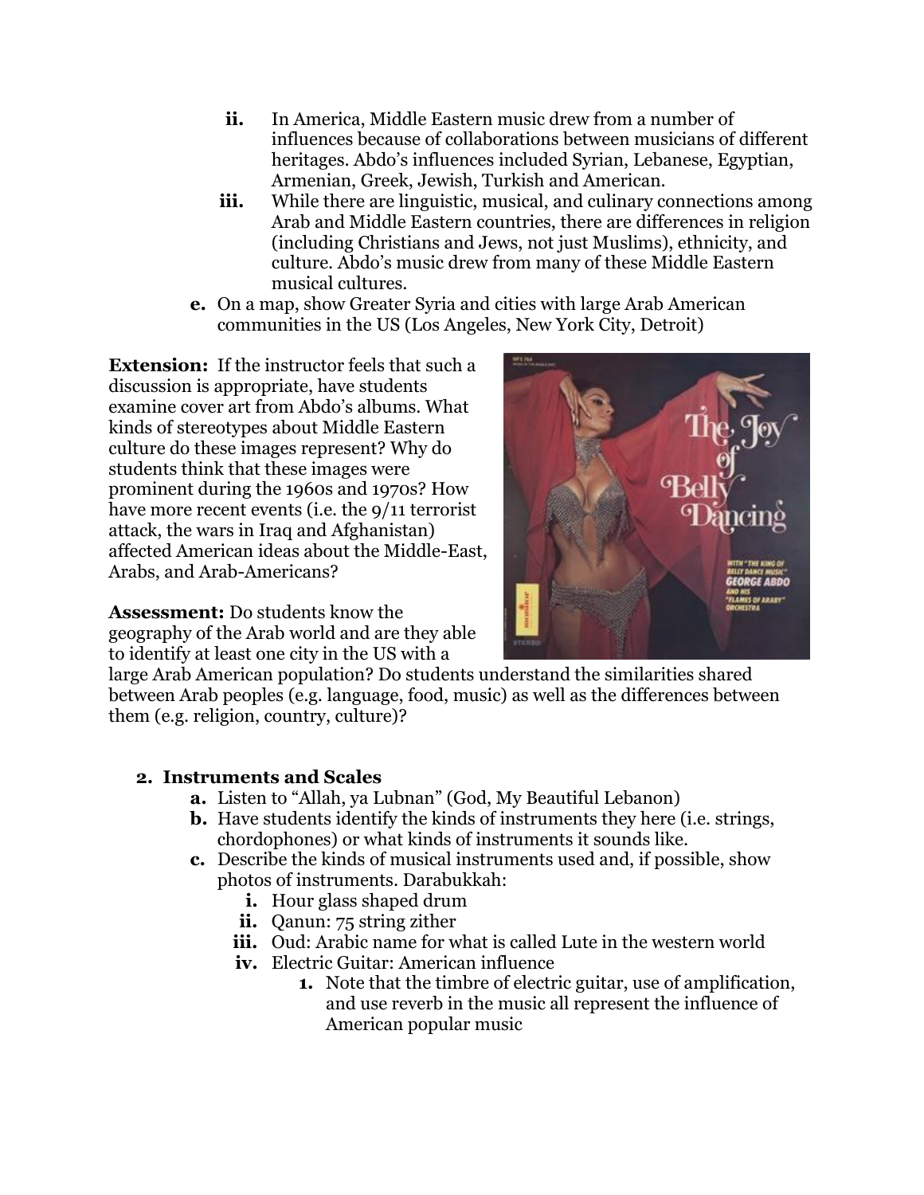ii. In America, Middle Eastern music drew from a number of influences because of collaborations between musicians of different heritages. Abdo's influences included Syrian, Lebanese, Egyptian, Armenian, Greek, Jewish, Turkish and American.
   iii. While there are linguistic, musical, and culinary connections among Arab and Middle Eastern countries, there are differences in religion (including Christians and Jews, not just Muslims), ethnicity, and culture. Abdo's music drew from many of these Middle Eastern musical cultures.

e. On a map, show Greater Syria and cities with large Arab American communities in the US (Los Angeles, New York City, Detroit)

**Extension:** If the instructor feels that such a discussion is appropriate, have students examine cover art from Abdo's albums. What kinds of stereotypes about Middle Eastern culture do these images represent? Why do students think that these images were prominent during the 1960s and 1970s? How have more recent events (i.e. the 9/11 terrorist attack, the wars in Iraq and Afghanistan) affected American ideas about the Middle-East, Arabs, and Arab-Americans?

**Assessment:** Do students know the geography of the Arab world and are they able to identify at least one city in the US with a large Arab American population? Do students understand the similarities shared between Arab peoples (e.g. language, food, music) as well as the differences between them (e.g. religion, country, culture)?

## 2. Instruments and Scales

a. Listen to "Allah, ya Lubnan" (God, My Beautiful Lebanon)

b. Have students identify the kinds of instruments they here (i.e. strings, chordophones) or what kinds of instruments it sounds like.

c. Describe the kinds of musical instruments used and, if possible, show photos of instruments. Darabukkah:
   i. Hour glass shaped drum
   ii. Qanun: 75 string zither
   iii. Oud: Arabic name for what is called Lute in the western world
   iv. Electric Guitar: American influence
      1. Note that the timbre of electric guitar, use of amplification, and use reverb in the music all represent the influence of American popular music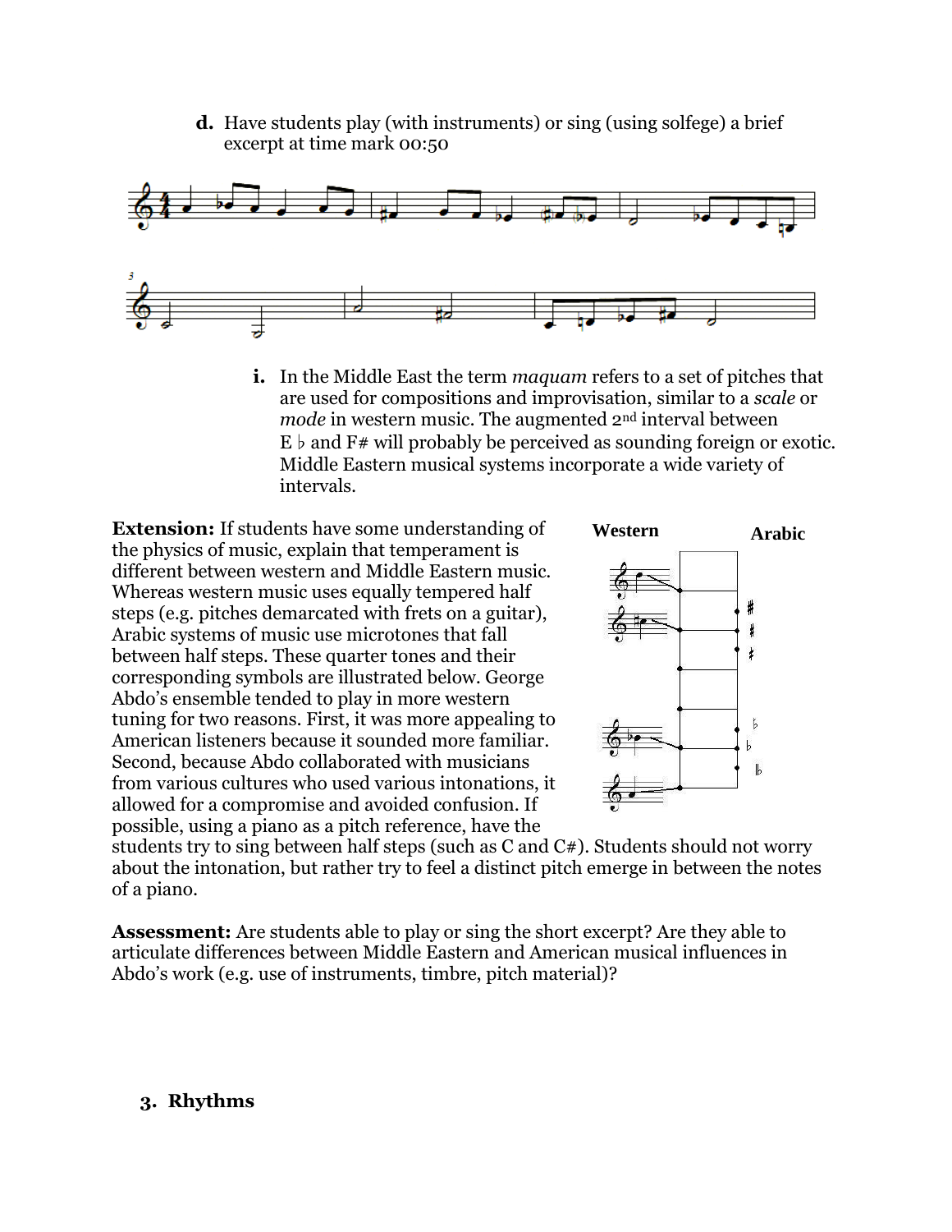**d.** Have students play (with instruments) or sing (using solfege) a brief excerpt at time mark 00:50

**i.** In the Middle East the term *maquam* refers to a set of pitches that are used for compositions and improvisation, similar to a *scale* or *mode* in western music. The augmented 2nd interval between E♭ and F# will probably be perceived as sounding foreign or exotic. Middle Eastern musical systems incorporate a wide variety of intervals.

**Extension:** If students have some understanding of the physics of music, explain that temperament is different between western and Middle Eastern music. Whereas western music uses equally tempered half steps (e.g. pitches demarcated with frets on a guitar), Arabic systems of music use microtones that fall between half steps. These quarter tones and their corresponding symbols are illustrated below. George Abdo's ensemble tended to play in more western tuning for two reasons. First, it was more appealing to American listeners because it sounded more familiar. Second, because Abdo collaborated with musicians from various cultures who used various intonations, it allowed for a compromise and avoided confusion. If possible, using a piano as a pitch reference, have the students try to sing between half steps (such as C and C#). Students should not worry about the intonation, but rather try to feel a distinct pitch emerge in between the notes of a piano.

**Assessment:** Are students able to play or sing the short excerpt? Are they able to articulate differences between Middle Eastern and American musical influences in Abdo's work (e.g. use of instruments, timbre, pitch material)?

## 3. Rhythms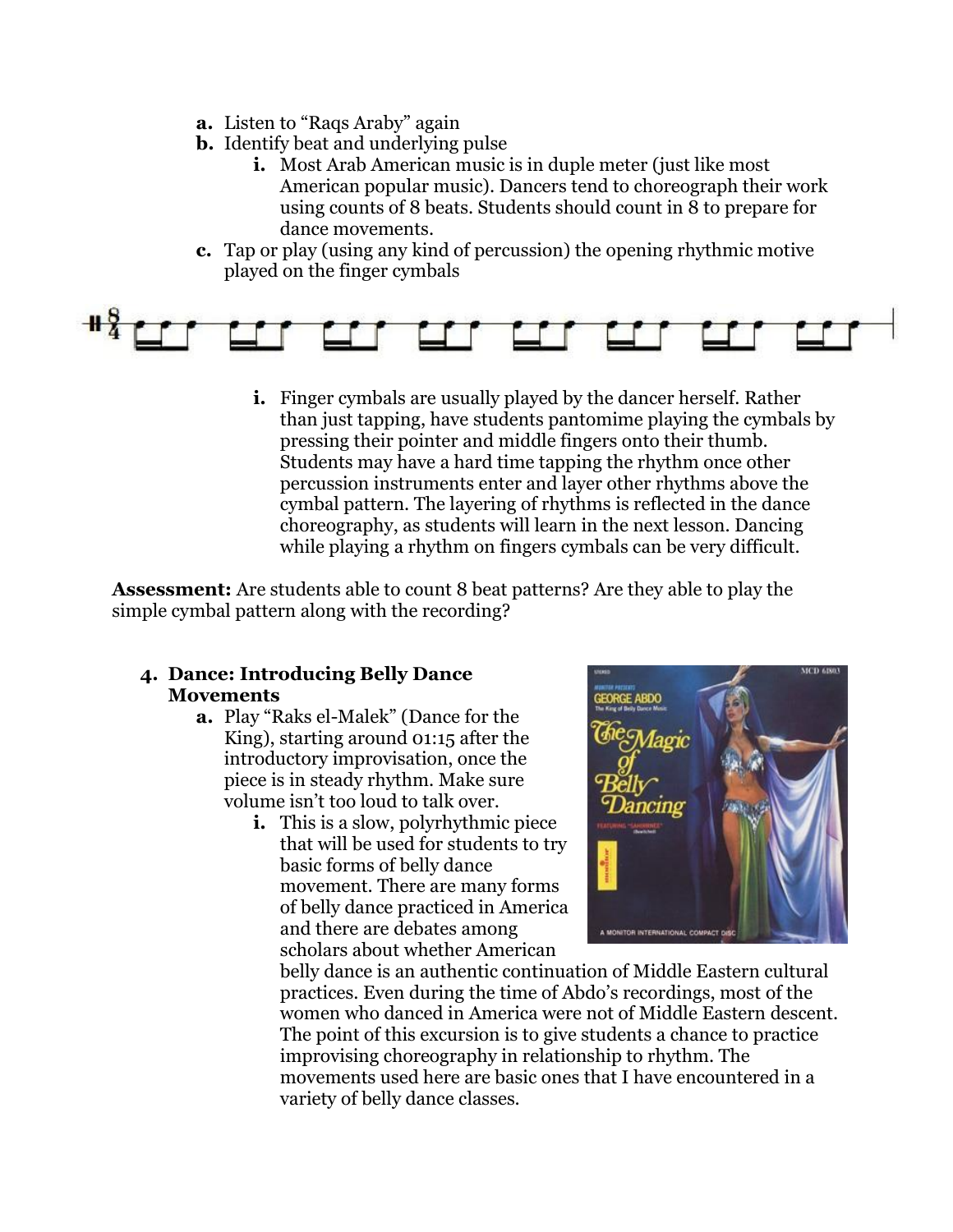a. Listen to “Raqs Araby” again
b. Identify beat and underlying pulse
    i. Most Arab American music is in duple meter (just like most American popular music). Dancers tend to choreograph their work using counts of 8 beats. Students should count in 8 to prepare for dance movements.
c. Tap or play (using any kind of percussion) the opening rhythmic motive played on the finger cymbals

    i. Finger cymbals are usually played by the dancer herself. Rather than just tapping, have students pantomime playing the cymbals by pressing their pointer and middle fingers onto their thumb. Students may have a hard time tapping the rhythm once other percussion instruments enter and layer other rhythms above the cymbal pattern. The layering of rhythms is reflected in the dance choreography, as students will learn in the next lesson. Dancing while playing a rhythm on fingers cymbals can be very difficult.

**Assessment:** Are students able to count 8 beat patterns? Are they able to play the simple cymbal pattern along with the recording?

4. **Dance: Introducing Belly Dance Movements**
    a. Play “Raks el-Malek” (Dance for the King), starting around 01:15 after the introductory improvisation, once the piece is in steady rhythm. Make sure volume isn’t too loud to talk over.
        i. This is a slow, polyrhythmic piece that will be used for students to try basic forms of belly dance movement. There are many forms of belly dance practiced in America and there are debates among scholars about whether American belly dance is an authentic continuation of Middle Eastern cultural practices. Even during the time of Abdo’s recordings, most of the women who danced in America were not of Middle Eastern descent. The point of this excursion is to give students a chance to practice improvising choreography in relationship to rhythm. The movements used here are basic ones that I have encountered in a variety of belly dance classes.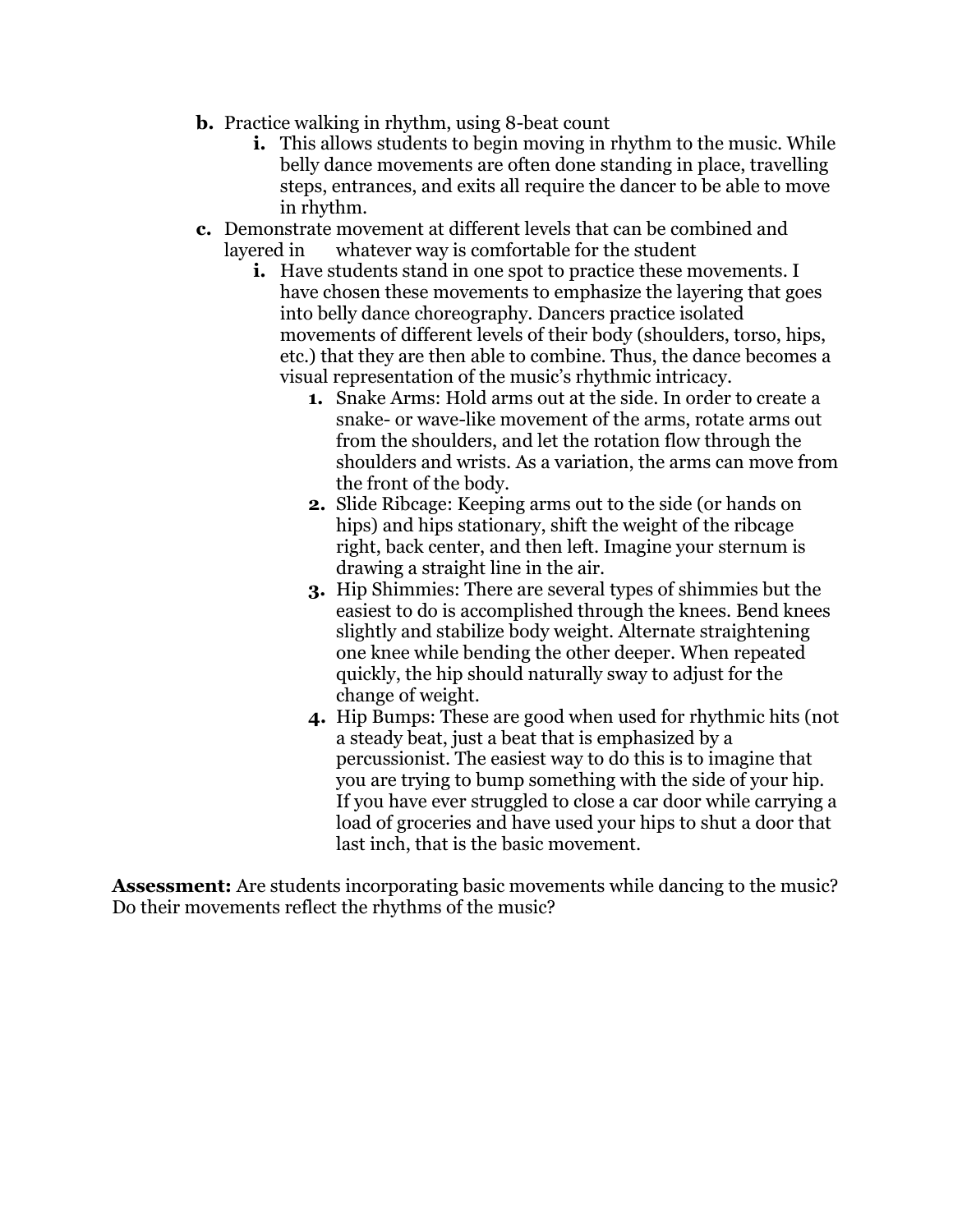b. Practice walking in rhythm, using 8-beat count
   i. This allows students to begin moving in rhythm to the music. While belly dance movements are often done standing in place, travelling steps, entrances, and exits all require the dancer to be able to move in rhythm.

c. Demonstrate movement at different levels that can be combined and layered in whatever way is comfortable for the student
   i. Have students stand in one spot to practice these movements. I have chosen these movements to emphasize the layering that goes into belly dance choreography. Dancers practice isolated movements of different levels of their body (shoulders, torso, hips, etc.) that they are then able to combine. Thus, the dance becomes a visual representation of the music's rhythmic intricacy.
      1. Snake Arms: Hold arms out at the side. In order to create a snake- or wave-like movement of the arms, rotate arms out from the shoulders, and let the rotation flow through the shoulders and wrists. As a variation, the arms can move from the front of the body.
      2. Slide Ribcage: Keeping arms out to the side (or hands on hips) and hips stationary, shift the weight of the ribcage right, back center, and then left. Imagine your sternum is drawing a straight line in the air.
      3. Hip Shimmies: There are several types of shimmies but the easiest to do is accomplished through the knees. Bend knees slightly and stabilize body weight. Alternate straightening one knee while bending the other deeper. When repeated quickly, the hip should naturally sway to adjust for the change of weight.
      4. Hip Bumps: These are good when used for rhythmic hits (not a steady beat, just a beat that is emphasized by a percussionist. The easiest way to do this is to imagine that you are trying to bump something with the side of your hip. If you have ever struggled to close a car door while carrying a load of groceries and have used your hips to shut a door that last inch, that is the basic movement.

**Assessment:** Are students incorporating basic movements while dancing to the music? Do their movements reflect the rhythms of the music?